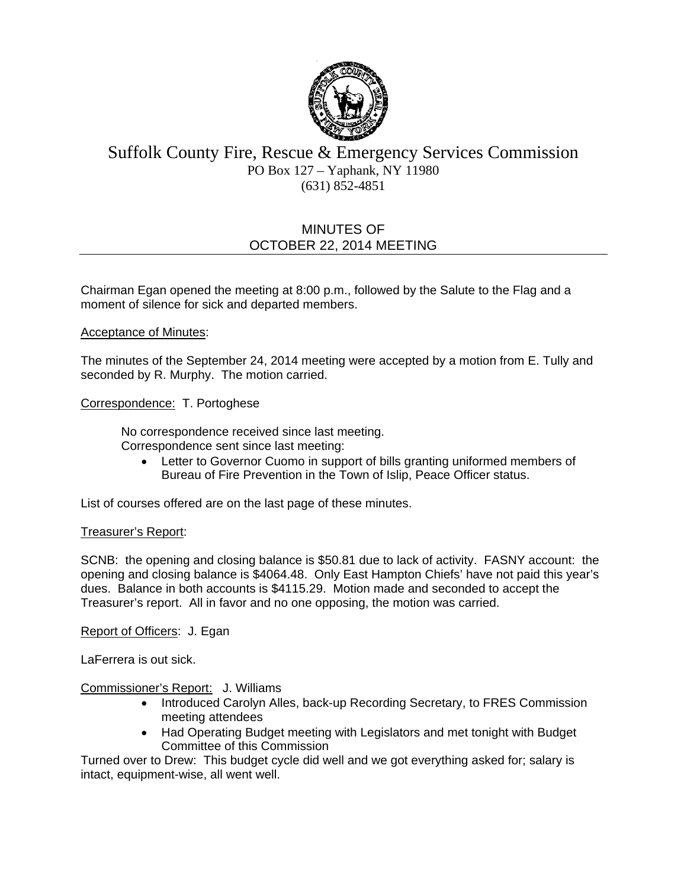# Suffolk County Fire, Rescue & Emergency Services Commission

PO Box 127 – Yaphank, NY 11980
(631) 852-4851

## MINUTES OF OCTOBER 22, 2014 MEETING

Chairman Egan opened the meeting at 8:00 p.m., followed by the Salute to the Flag and a moment of silence for sick and departed members.

Acceptance of Minutes:

The minutes of the September 24, 2014 meeting were accepted by a motion from E. Tully and seconded by R. Murphy. The motion carried.

Correspondence: T. Portoghese

No correspondence received since last meeting.
Correspondence sent since last meeting:

- Letter to Governor Cuomo in support of bills granting uniformed members of Bureau of Fire Prevention in the Town of Islip, Peace Officer status.

List of courses offered are on the last page of these minutes.

Treasurer's Report:

SCNB: the opening and closing balance is $50.81 due to lack of activity. FASNY account: the opening and closing balance is $4064.48. Only East Hampton Chiefs' have not paid this year's dues. Balance in both accounts is $4115.29. Motion made and seconded to accept the Treasurer's report. All in favor and no one opposing, the motion was carried.

Report of Officers: J. Egan

LaFerrera is out sick.

Commissioner's Report: J. Williams

- Introduced Carolyn Alles, back-up Recording Secretary, to FRES Commission meeting attendees
- Had Operating Budget meeting with Legislators and met tonight with Budget Committee of this Commission

Turned over to Drew: This budget cycle did well and we got everything asked for; salary is intact, equipment-wise, all went well.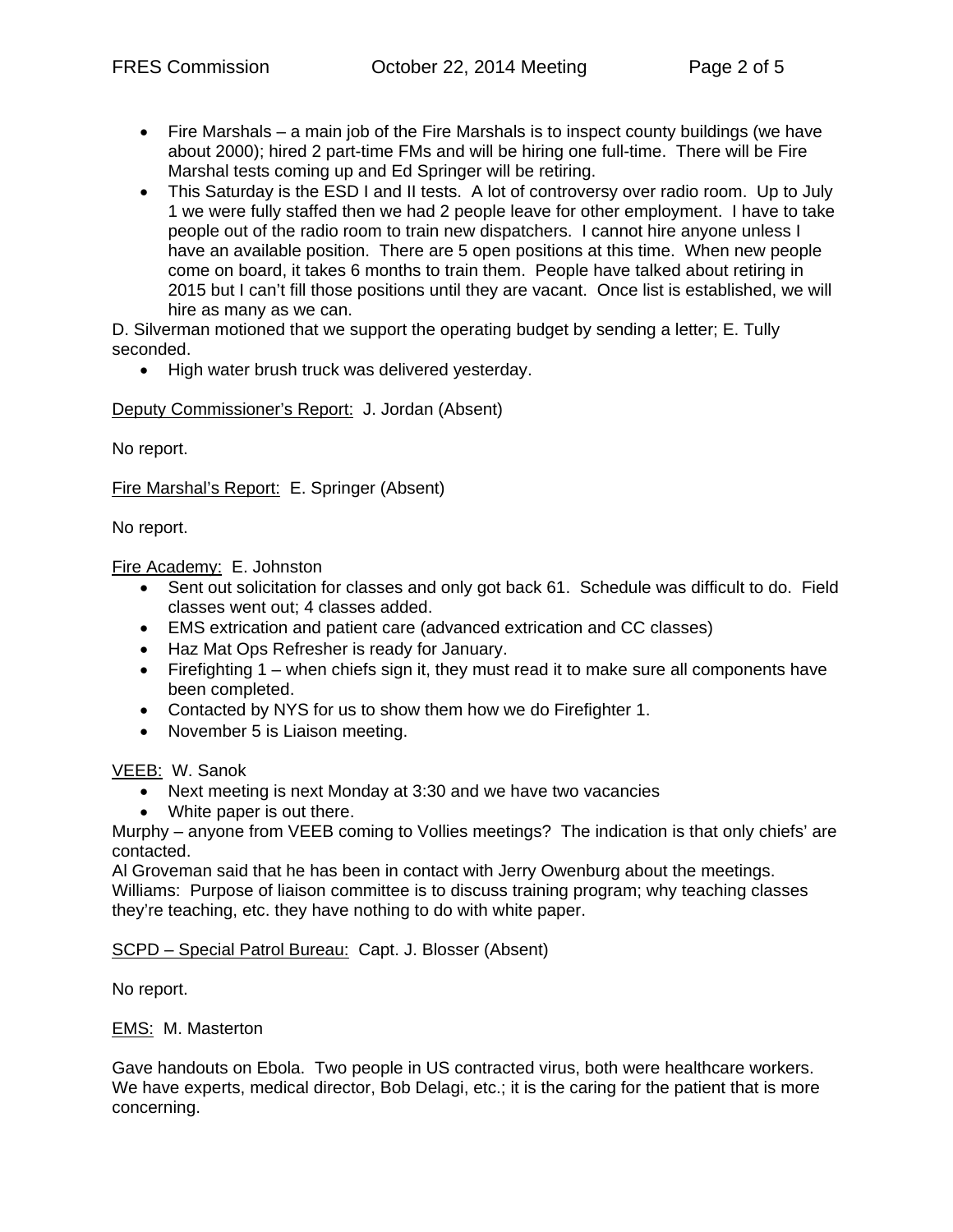- Fire Marshals – a main job of the Fire Marshals is to inspect county buildings (we have about 2000); hired 2 part-time FMs and will be hiring one full-time. There will be Fire Marshal tests coming up and Ed Springer will be retiring.
- This Saturday is the ESD I and II tests. A lot of controversy over radio room. Up to July 1 we were fully staffed then we had 2 people leave for other employment. I have to take people out of the radio room to train new dispatchers. I cannot hire anyone unless I have an available position. There are 5 open positions at this time. When new people come on board, it takes 6 months to train them. People have talked about retiring in 2015 but I can't fill those positions until they are vacant. Once list is established, we will hire as many as we can.

D. Silverman motioned that we support the operating budget by sending a letter; E. Tully seconded.

- High water brush truck was delivered yesterday.

<u>Deputy Commissioner's Report:</u> J. Jordan (Absent)

No report.

<u>Fire Marshal's Report:</u> E. Springer (Absent)

No report.

<u>Fire Academy:</u> E. Johnston

- Sent out solicitation for classes and only got back 61. Schedule was difficult to do. Field classes went out; 4 classes added.
- EMS extrication and patient care (advanced extrication and CC classes)
- Haz Mat Ops Refresher is ready for January.
- Firefighting 1 – when chiefs sign it, they must read it to make sure all components have been completed.
- Contacted by NYS for us to show them how we do Firefighter 1.
- November 5 is Liaison meeting.

<u>VEEB:</u> W. Sanok

- Next meeting is next Monday at 3:30 and we have two vacancies
- White paper is out there.

Murphy – anyone from VEEB coming to Vollies meetings? The indication is that only chiefs' are contacted.
Al Groveman said that he has been in contact with Jerry Owenburg about the meetings.
Williams: Purpose of liaison committee is to discuss training program; why teaching classes they're teaching, etc. they have nothing to do with white paper.

<u>SCPD – Special Patrol Bureau:</u> Capt. J. Blosser (Absent)

No report.

<u>EMS:</u> M. Masterton

Gave handouts on Ebola. Two people in US contracted virus, both were healthcare workers. We have experts, medical director, Bob Delagi, etc.; it is the caring for the patient that is more concerning.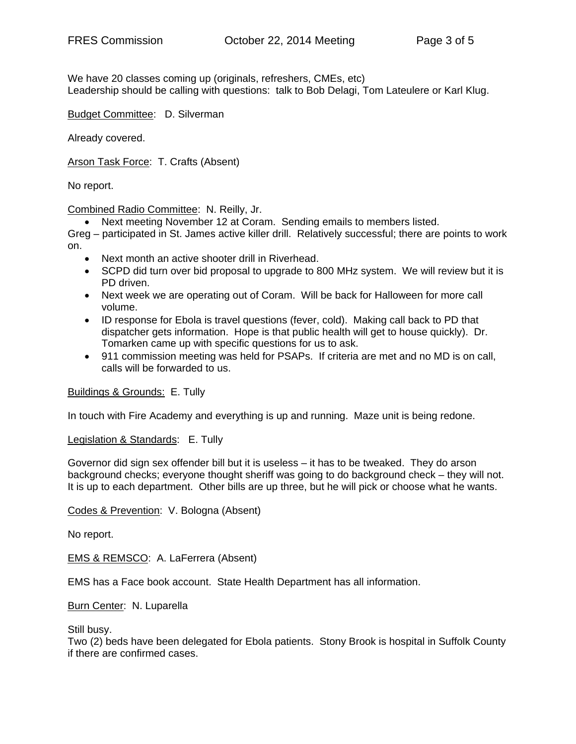We have 20 classes coming up (originals, refreshers, CMEs, etc)
Leadership should be calling with questions: talk to Bob Delagi, Tom Lateulere or Karl Klug.

<u>Budget Committee</u>: D. Silverman

Already covered.

<u>Arson Task Force</u>: T. Crafts (Absent)

No report.

<u>Combined Radio Committee</u>: N. Reilly, Jr.

- Next meeting November 12 at Coram. Sending emails to members listed.

Greg – participated in St. James active killer drill. Relatively successful; there are points to work on.

- Next month an active shooter drill in Riverhead.
- SCPD did turn over bid proposal to upgrade to 800 MHz system. We will review but it is PD driven.
- Next week we are operating out of Coram. Will be back for Halloween for more call volume.
- ID response for Ebola is travel questions (fever, cold). Making call back to PD that dispatcher gets information. Hope is that public health will get to house quickly). Dr. Tomarken came up with specific questions for us to ask.
- 911 commission meeting was held for PSAPs. If criteria are met and no MD is on call, calls will be forwarded to us.

<u>Buildings & Grounds:</u> E. Tully

In touch with Fire Academy and everything is up and running. Maze unit is being redone.

<u>Legislation & Standards</u>: E. Tully

Governor did sign sex offender bill but it is useless – it has to be tweaked. They do arson background checks; everyone thought sheriff was going to do background check – they will not. It is up to each department. Other bills are up three, but he will pick or choose what he wants.

<u>Codes & Prevention</u>: V. Bologna (Absent)

No report.

<u>EMS & REMSCO</u>: A. LaFerrera (Absent)

EMS has a Face book account. State Health Department has all information.

<u>Burn Center</u>: N. Luparella

Still busy.
Two (2) beds have been delegated for Ebola patients. Stony Brook is hospital in Suffolk County if there are confirmed cases.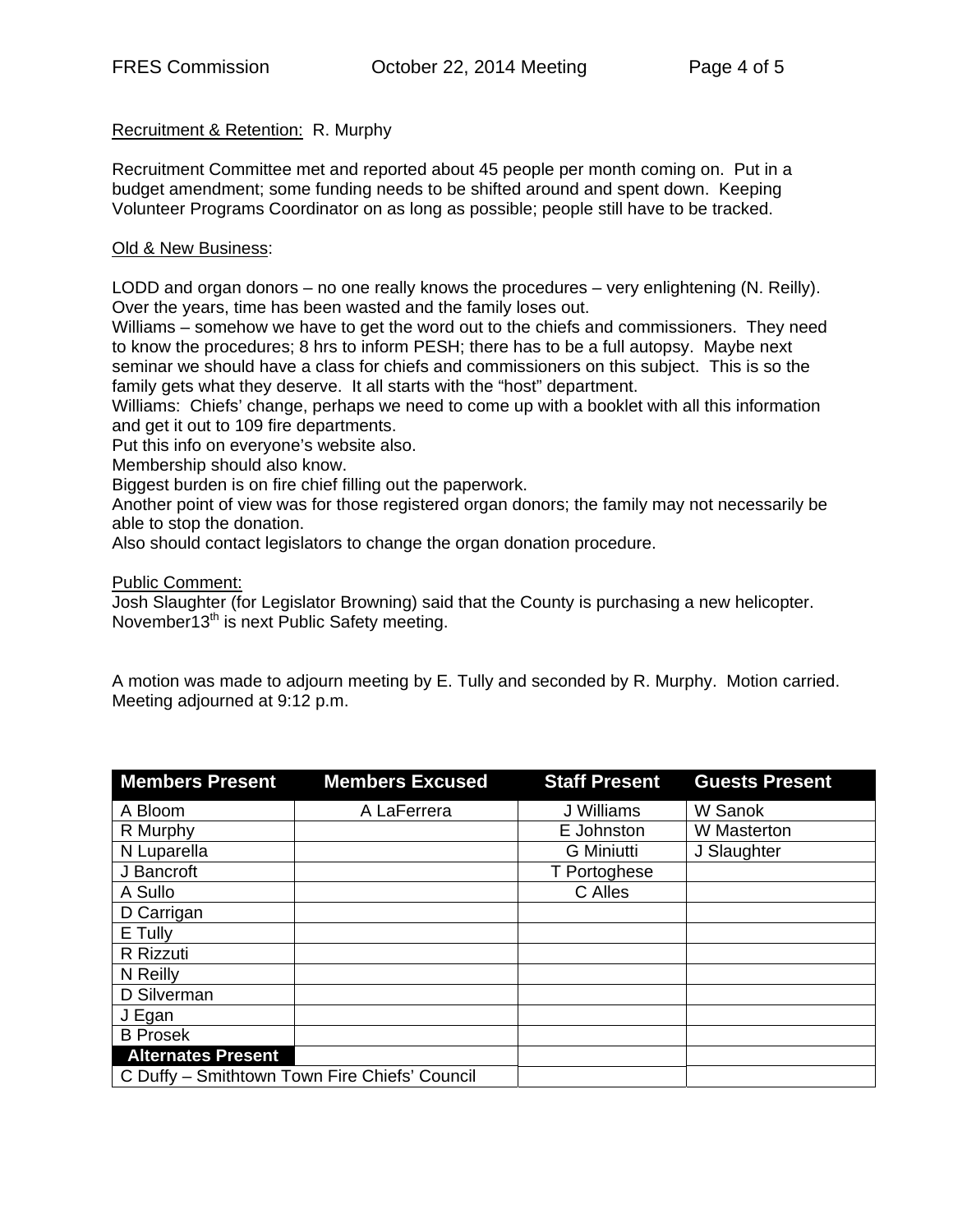Recruitment & Retention: R. Murphy

Recruitment Committee met and reported about 45 people per month coming on. Put in a budget amendment; some funding needs to be shifted around and spent down. Keeping Volunteer Programs Coordinator on as long as possible; people still have to be tracked.

Old & New Business:

LODD and organ donors – no one really knows the procedures – very enlightening (N. Reilly). Over the years, time has been wasted and the family loses out.
Williams – somehow we have to get the word out to the chiefs and commissioners. They need to know the procedures; 8 hrs to inform PESH; there has to be a full autopsy. Maybe next seminar we should have a class for chiefs and commissioners on this subject. This is so the family gets what they deserve. It all starts with the "host" department.
Williams: Chiefs' change, perhaps we need to come up with a booklet with all this information and get it out to 109 fire departments.
Put this info on everyone's website also.
Membership should also know.
Biggest burden is on fire chief filling out the paperwork.
Another point of view was for those registered organ donors; the family may not necessarily be able to stop the donation.
Also should contact legislators to change the organ donation procedure.

Public Comment:
Josh Slaughter (for Legislator Browning) said that the County is purchasing a new helicopter. November13th is next Public Safety meeting.

A motion was made to adjourn meeting by E. Tully and seconded by R. Murphy. Motion carried. Meeting adjourned at 9:12 p.m.

| Members Present | Members Excused | Staff Present | Guests Present |
|---|---|---|---|
| A Bloom | A LaFerrera | J Williams | W Sanok |
| R Murphy | | E Johnston | W Masterton |
| N Luparella | | G Miniutti | J Slaughter |
| J Bancroft | | T Portoghese | |
| A Sullo | | C Alles | |
| D Carrigan | | | |
| E Tully | | | |
| R Rizzuti | | | |
| N Reilly | | | |
| D Silverman | | | |
| J Egan | | | |
| B Prosek | | | |
| **Alternates Present** | | | |
| C Duffy – Smithtown Town Fire Chiefs' Council | | | |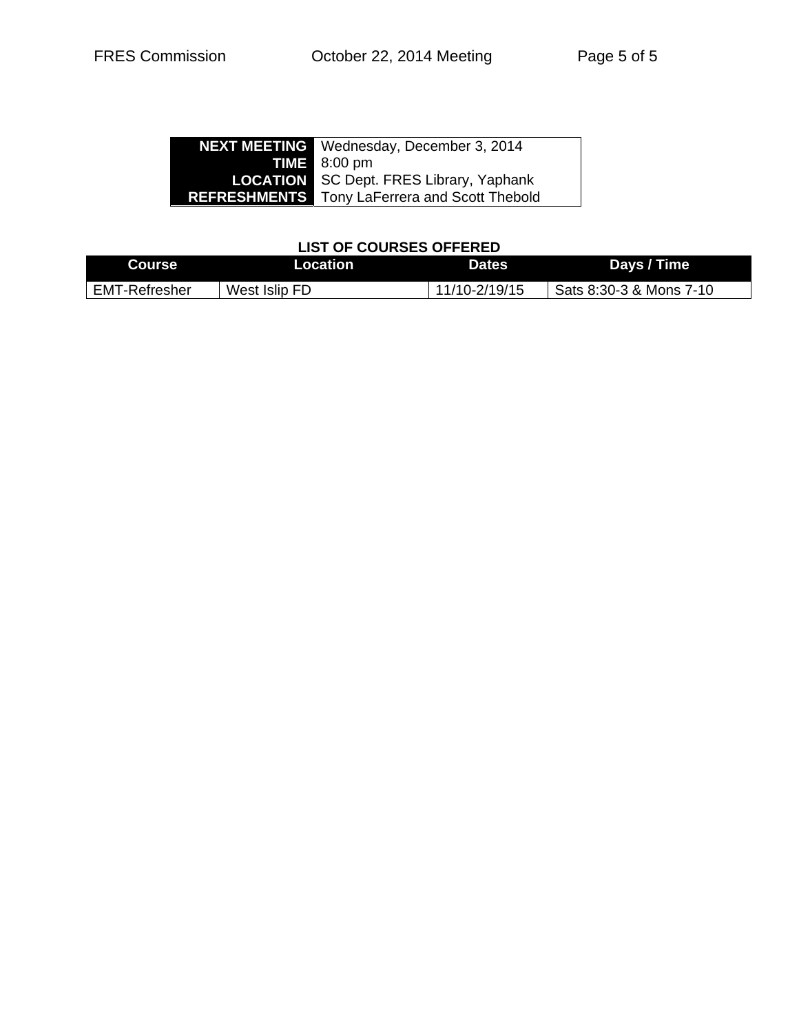| | |
|---|---|
| **NEXT MEETING** | Wednesday, December 3, 2014 |
| **TIME** | 8:00 pm |
| **LOCATION** | SC Dept. FRES Library, Yaphank |
| **REFRESHMENTS** | Tony LaFerrera and Scott Thebold |

**LIST OF COURSES OFFERED**

| Course | Location | Dates | Days / Time |
|---|---|---|---|
| EMT-Refresher | West Islip FD | 11/10-2/19/15 | Sats 8:30-3 & Mons 7-10 |